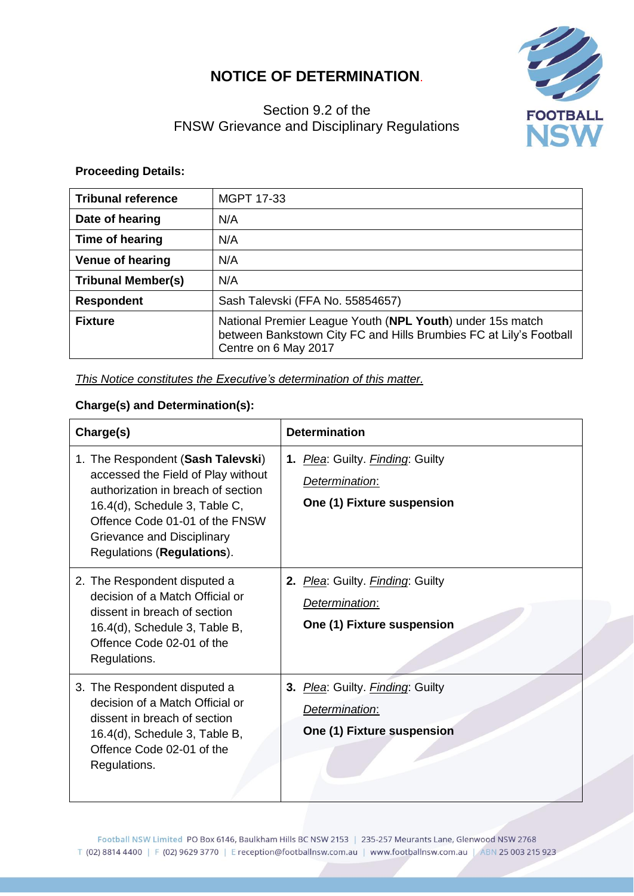# NOTICE OF DETERMINATION.

Section 9.2 of the
FNSW Grievance and Disciplinary Regulations

**Proceeding Details:**

| **Tribunal reference** | MGPT 17-33 |
|---|---|
| **Date of hearing** | N/A |
| **Time of hearing** | N/A |
| **Venue of hearing** | N/A |
| **Tribunal Member(s)** | N/A |
| **Respondent** | Sash Talevski (FFA No. 55854657) |
| **Fixture** | National Premier League Youth (**NPL Youth**) under 15s match between Bankstown City FC and Hills Brumbies FC at Lily's Football Centre on 6 May 2017 |

*This Notice constitutes the Executive's determination of this matter.*

**Charge(s) and Determination(s):**

| **Charge(s)** | **Determination** |
|---|---|
| 1. The Respondent (**Sash Talevski**) accessed the Field of Play without authorization in breach of section 16.4(d), Schedule 3, Table C, Offence Code 01-01 of the FNSW Grievance and Disciplinary Regulations (**Regulations**). | **1.** *Plea*: Guilty. *Finding*: Guilty<br>*Determination*:<br>**One (1) Fixture suspension** |
| 2. The Respondent disputed a decision of a Match Official or dissent in breach of section 16.4(d), Schedule 3, Table B, Offence Code 02-01 of the Regulations. | **2.** *Plea*: Guilty. *Finding*: Guilty<br>*Determination*:<br>**One (1) Fixture suspension** |
| 3. The Respondent disputed a decision of a Match Official or dissent in breach of section 16.4(d), Schedule 3, Table B, Offence Code 02-01 of the Regulations. | **3.** *Plea*: Guilty. *Finding*: Guilty<br>*Determination*:<br>**One (1) Fixture suspension** |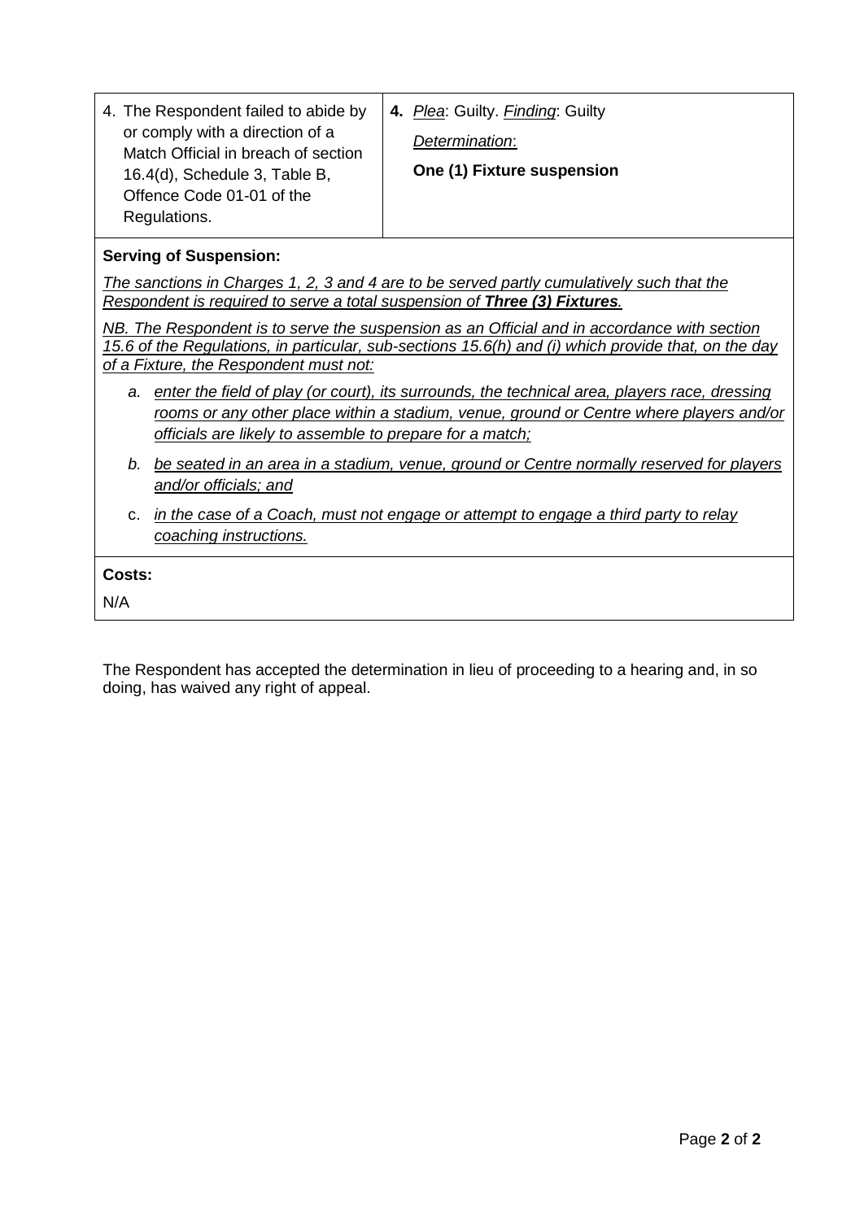| | |
|---|---|
| 4. The Respondent failed to abide by or comply with a direction of a Match Official in breach of section 16.4(d), Schedule 3, Table B, Offence Code 01-01 of the Regulations. | **4.** *Plea*: Guilty. *Finding*: Guilty<br>*Determination*:<br>**One (1) Fixture suspension** |

**Serving of Suspension:**

*The sanctions in Charges 1, 2, 3 and 4 are to be served partly cumulatively such that the Respondent is required to serve a total suspension of **Three (3) Fixtures**.*

*NB. The Respondent is to serve the suspension as an Official and in accordance with section 15.6 of the Regulations, in particular, sub-sections 15.6(h) and (i) which provide that, on the day of a Fixture, the Respondent must not:*

a. *enter the field of play (or court), its surrounds, the technical area, players race, dressing rooms or any other place within a stadium, venue, ground or Centre where players and/or officials are likely to assemble to prepare for a match;*

b. *be seated in an area in a stadium, venue, ground or Centre normally reserved for players and/or officials; and*

c. *in the case of a Coach, must not engage or attempt to engage a third party to relay coaching instructions.*

**Costs:**

N/A

The Respondent has accepted the determination in lieu of proceeding to a hearing and, in so doing, has waived any right of appeal.